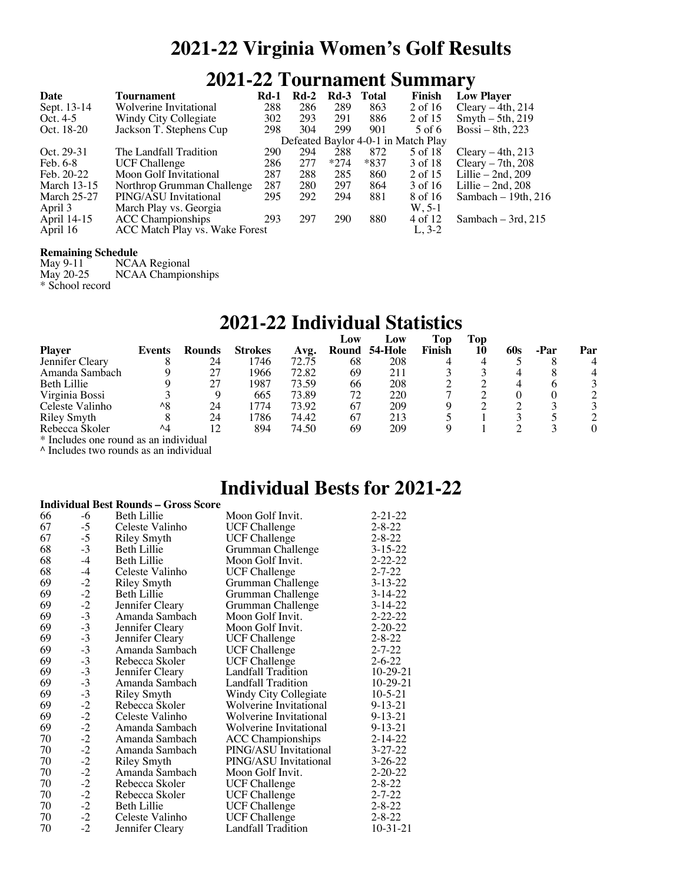# 2021-22 Virginia Women's Golf Results

## 2021-22 Tournament Summary

| Date | Tournament | Rd-1 | Rd-2 | Rd-3 | Total | Finish | Low Player |
|---|---|---|---|---|---|---|---|
| Sept. 13-14 | Wolverine Invitational | 288 | 286 | 289 | 863 | 2 of 16 | Cleary – 4th, 214 |
| Oct. 4-5 | Windy City Collegiate | 302 | 293 | 291 | 886 | 2 of 15 | Smyth – 5th, 219 |
| Oct. 18-20 | Jackson T. Stephens Cup | 298 | 304 | 299 | 901 | 5 of 6 | Bossi – 8th, 223 |
| | Defeated Baylor 4-0-1 in Match Play | | | | | | |
| Oct. 29-31 | The Landfall Tradition | 290 | 294 | 288 | 872 | 5 of 18 | Cleary – 4th, 213 |
| Feb. 6-8 | UCF Challenge | 286 | 277 | *274 | *837 | 3 of 18 | Cleary – 7th, 208 |
| Feb. 20-22 | Moon Golf Invitational | 287 | 288 | 285 | 860 | 2 of 15 | Lillie – 2nd, 209 |
| March 13-15 | Northrop Grumman Challenge | 287 | 280 | 297 | 864 | 3 of 16 | Lillie – 2nd, 208 |
| March 25-27 | PING/ASU Invitational | 295 | 292 | 294 | 881 | 8 of 16 | Sambach – 19th, 216 |
| April 3 | March Play vs. Georgia | | | | | W, 5-1 | |
| April 14-15 | ACC Championships | 293 | 297 | 290 | 880 | 4 of 12 | Sambach – 3rd, 215 |
| April 16 | ACC Match Play vs. Wake Forest | | | | | L, 3-2 | |

**Remaining Schedule**
May 9-11 NCAA Regional
May 20-25 NCAA Championships
* School record

## 2021-22 Individual Statistics

| Player | Events | Rounds | Strokes | Avg. | Low Round | Low 54-Hole | Top Finish | Top 10 | 60s | -Par | Par |
|---|---|---|---|---|---|---|---|---|---|---|---|
| Jennifer Cleary | 8 | 24 | 1746 | 72.75 | 68 | 208 | 4 | 4 | 5 | 8 | 4 |
| Amanda Sambach | 9 | 27 | 1966 | 72.82 | 69 | 211 | 3 | 3 | 4 | 8 | 4 |
| Beth Lillie | 9 | 27 | 1987 | 73.59 | 66 | 208 | 2 | 2 | 4 | 6 | 3 |
| Virginia Bossi | 3 | 9 | 665 | 73.89 | 72 | 220 | 7 | 2 | 0 | 0 | 2 |
| Celeste Valinho | ^8 | 24 | 1774 | 73.92 | 67 | 209 | 9 | 2 | 2 | 3 | 3 |
| Riley Smyth | 8 | 24 | 1786 | 74.42 | 67 | 213 | 5 | 1 | 3 | 5 | 2 |
| Rebecca Skoler | ^4 | 12 | 894 | 74.50 | 69 | 209 | 9 | 1 | 2 | 3 | 0 |

* Includes one round as an individual
^ Includes two rounds as an individual

## Individual Bests for 2021-22

**Individual Best Rounds – Gross Score**

| | | | | |
|---|---|---|---|---|
| 66 | -6 | Beth Lillie | Moon Golf Invit. | 2-21-22 |
| 67 | -5 | Celeste Valinho | UCF Challenge | 2-8-22 |
| 67 | -5 | Riley Smyth | UCF Challenge | 2-8-22 |
| 68 | -3 | Beth Lillie | Grumman Challenge | 3-15-22 |
| 68 | -4 | Beth Lillie | Moon Golf Invit. | 2-22-22 |
| 68 | -4 | Celeste Valinho | UCF Challenge | 2-7-22 |
| 69 | -2 | Riley Smyth | Grumman Challenge | 3-13-22 |
| 69 | -2 | Beth Lillie | Grumman Challenge | 3-14-22 |
| 69 | -2 | Jennifer Cleary | Grumman Challenge | 3-14-22 |
| 69 | -3 | Amanda Sambach | Moon Golf Invit. | 2-22-22 |
| 69 | -3 | Jennifer Cleary | Moon Golf Invit. | 2-20-22 |
| 69 | -3 | Jennifer Cleary | UCF Challenge | 2-8-22 |
| 69 | -3 | Amanda Sambach | UCF Challenge | 2-7-22 |
| 69 | -3 | Rebecca Skoler | UCF Challenge | 2-6-22 |
| 69 | -3 | Jennifer Cleary | Landfall Tradition | 10-29-21 |
| 69 | -3 | Amanda Sambach | Landfall Tradition | 10-29-21 |
| 69 | -3 | Riley Smyth | Windy City Collegiate | 10-5-21 |
| 69 | -2 | Rebecca Skoler | Wolverine Invitational | 9-13-21 |
| 69 | -2 | Celeste Valinho | Wolverine Invitational | 9-13-21 |
| 69 | -2 | Amanda Sambach | Wolverine Invitational | 9-13-21 |
| 70 | -2 | Amanda Sambach | ACC Championships | 2-14-22 |
| 70 | -2 | Amanda Sambach | PING/ASU Invitational | 3-27-22 |
| 70 | -2 | Riley Smyth | PING/ASU Invitational | 3-26-22 |
| 70 | -2 | Amanda Sambach | Moon Golf Invit. | 2-20-22 |
| 70 | -2 | Rebecca Skoler | UCF Challenge | 2-8-22 |
| 70 | -2 | Rebecca Skoler | UCF Challenge | 2-7-22 |
| 70 | -2 | Beth Lillie | UCF Challenge | 2-8-22 |
| 70 | -2 | Celeste Valinho | UCF Challenge | 2-8-22 |
| 70 | -2 | Jennifer Cleary | Landfall Tradition | 10-31-21 |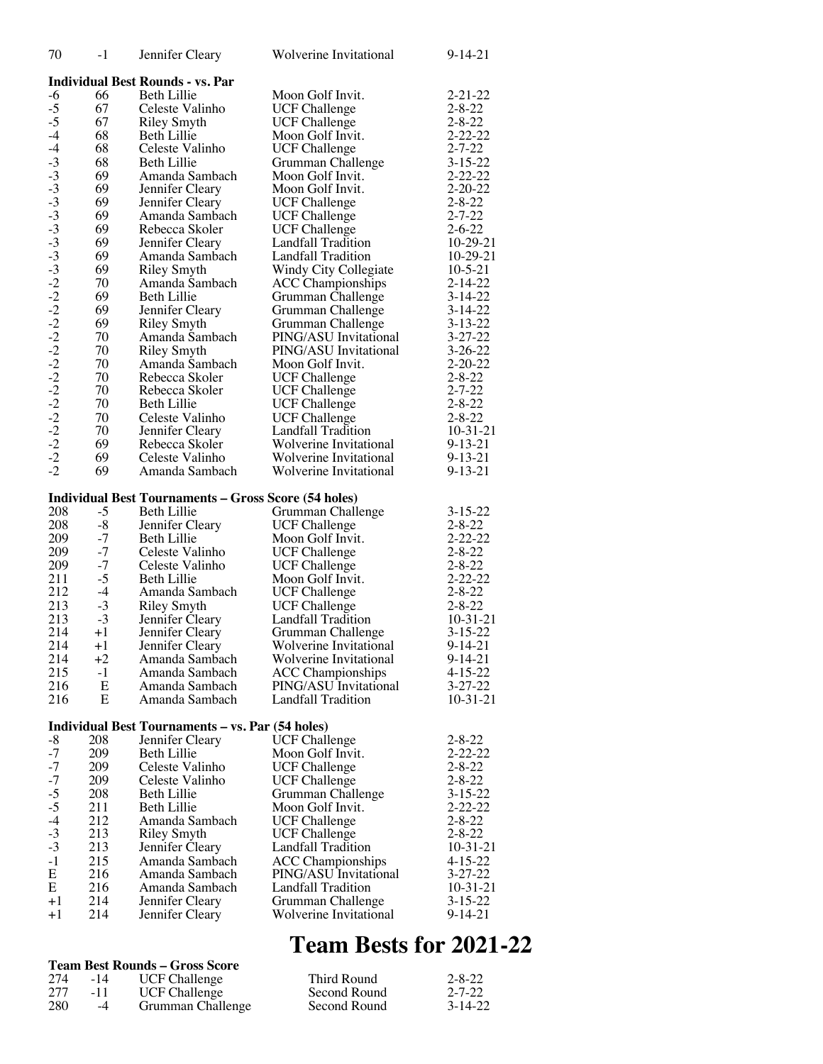| | | | | |
|---|---|---|---|---|
| 70 | -1 | Jennifer Cleary | Wolverine Invitational | 9-14-21 |

**Individual Best Rounds - vs. Par**

| | | | | |
|---|---|---|---|---|
| -6 | 66 | Beth Lillie | Moon Golf Invit. | 2-21-22 |
| -5 | 67 | Celeste Valinho | UCF Challenge | 2-8-22 |
| -5 | 67 | Riley Smyth | UCF Challenge | 2-8-22 |
| -4 | 68 | Beth Lillie | Moon Golf Invit. | 2-22-22 |
| -4 | 68 | Celeste Valinho | UCF Challenge | 2-7-22 |
| -3 | 68 | Beth Lillie | Grumman Challenge | 3-15-22 |
| -3 | 69 | Amanda Sambach | Moon Golf Invit. | 2-22-22 |
| -3 | 69 | Jennifer Cleary | Moon Golf Invit. | 2-20-22 |
| -3 | 69 | Jennifer Cleary | UCF Challenge | 2-8-22 |
| -3 | 69 | Amanda Sambach | UCF Challenge | 2-7-22 |
| -3 | 69 | Rebecca Skoler | UCF Challenge | 2-6-22 |
| -3 | 69 | Jennifer Cleary | Landfall Tradition | 10-29-21 |
| -3 | 69 | Amanda Sambach | Landfall Tradition | 10-29-21 |
| -3 | 69 | Riley Smyth | Windy City Collegiate | 10-5-21 |
| -2 | 70 | Amanda Sambach | ACC Championships | 2-14-22 |
| -2 | 69 | Beth Lillie | Grumman Challenge | 3-14-22 |
| -2 | 69 | Jennifer Cleary | Grumman Challenge | 3-14-22 |
| -2 | 69 | Riley Smyth | Grumman Challenge | 3-13-22 |
| -2 | 70 | Amanda Sambach | PING/ASU Invitational | 3-27-22 |
| -2 | 70 | Riley Smyth | PING/ASU Invitational | 3-26-22 |
| -2 | 70 | Amanda Sambach | Moon Golf Invit. | 2-20-22 |
| -2 | 70 | Rebecca Skoler | UCF Challenge | 2-8-22 |
| -2 | 70 | Rebecca Skoler | UCF Challenge | 2-7-22 |
| -2 | 70 | Beth Lillie | UCF Challenge | 2-8-22 |
| -2 | 70 | Celeste Valinho | UCF Challenge | 2-8-22 |
| -2 | 70 | Jennifer Cleary | Landfall Tradition | 10-31-21 |
| -2 | 69 | Rebecca Skoler | Wolverine Invitational | 9-13-21 |
| -2 | 69 | Celeste Valinho | Wolverine Invitational | 9-13-21 |
| -2 | 69 | Amanda Sambach | Wolverine Invitational | 9-13-21 |

**Individual Best Tournaments – Gross Score (54 holes)**

| | | | | |
|---|---|---|---|---|
| 208 | -5 | Beth Lillie | Grumman Challenge | 3-15-22 |
| 208 | -8 | Jennifer Cleary | UCF Challenge | 2-8-22 |
| 209 | -7 | Beth Lillie | Moon Golf Invit. | 2-22-22 |
| 209 | -7 | Celeste Valinho | UCF Challenge | 2-8-22 |
| 209 | -7 | Celeste Valinho | UCF Challenge | 2-8-22 |
| 211 | -5 | Beth Lillie | Moon Golf Invit. | 2-22-22 |
| 212 | -4 | Amanda Sambach | UCF Challenge | 2-8-22 |
| 213 | -3 | Riley Smyth | UCF Challenge | 2-8-22 |
| 213 | -3 | Jennifer Cleary | Landfall Tradition | 10-31-21 |
| 214 | +1 | Jennifer Cleary | Grumman Challenge | 3-15-22 |
| 214 | +1 | Jennifer Cleary | Wolverine Invitational | 9-14-21 |
| 214 | +2 | Amanda Sambach | Wolverine Invitational | 9-14-21 |
| 215 | -1 | Amanda Sambach | ACC Championships | 4-15-22 |
| 216 | E | Amanda Sambach | PING/ASU Invitational | 3-27-22 |
| 216 | E | Amanda Sambach | Landfall Tradition | 10-31-21 |

**Individual Best Tournaments – vs. Par (54 holes)**

| | | | | |
|---|---|---|---|---|
| -8 | 208 | Jennifer Cleary | UCF Challenge | 2-8-22 |
| -7 | 209 | Beth Lillie | Moon Golf Invit. | 2-22-22 |
| -7 | 209 | Celeste Valinho | UCF Challenge | 2-8-22 |
| -7 | 209 | Celeste Valinho | UCF Challenge | 2-8-22 |
| -5 | 208 | Beth Lillie | Grumman Challenge | 3-15-22 |
| -5 | 211 | Beth Lillie | Moon Golf Invit. | 2-22-22 |
| -4 | 212 | Amanda Sambach | UCF Challenge | 2-8-22 |
| -3 | 213 | Riley Smyth | UCF Challenge | 2-8-22 |
| -3 | 213 | Jennifer Cleary | Landfall Tradition | 10-31-21 |
| -1 | 215 | Amanda Sambach | ACC Championships | 4-15-22 |
| E | 216 | Amanda Sambach | PING/ASU Invitational | 3-27-22 |
| E | 216 | Amanda Sambach | Landfall Tradition | 10-31-21 |
| +1 | 214 | Jennifer Cleary | Grumman Challenge | 3-15-22 |
| +1 | 214 | Jennifer Cleary | Wolverine Invitational | 9-14-21 |

# Team Bests for 2021-22

**Team Best Rounds – Gross Score**

| | | | | |
|---|---|---|---|---|
| 274 | -14 | UCF Challenge | Third Round | 2-8-22 |
| 277 | -11 | UCF Challenge | Second Round | 2-7-22 |
| 280 | -4 | Grumman Challenge | Second Round | 3-14-22 |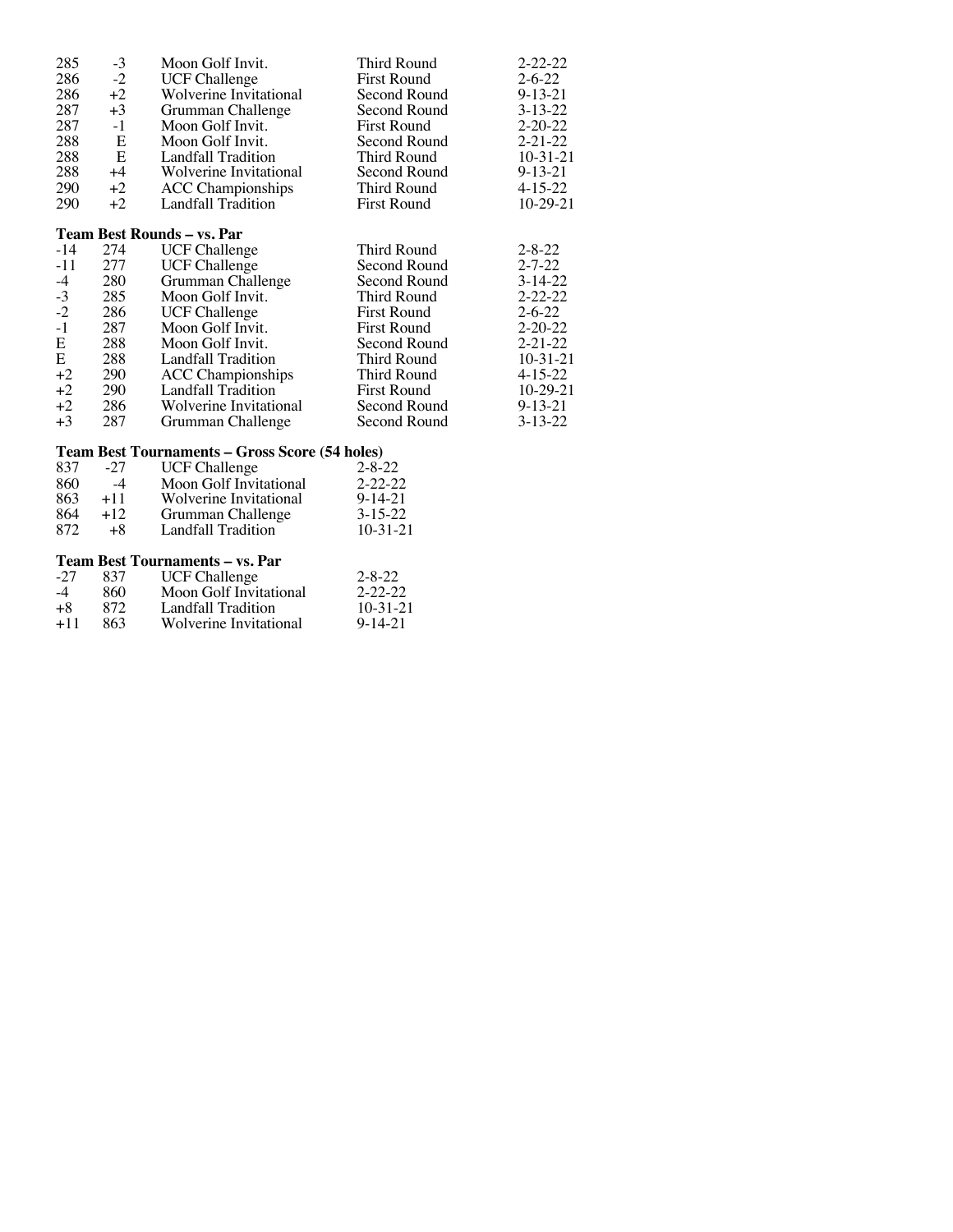| | | | | |
|---|---|---|---|---|
| 285 | -3 | Moon Golf Invit. | Third Round | 2-22-22 |
| 286 | -2 | UCF Challenge | First Round | 2-6-22 |
| 286 | +2 | Wolverine Invitational | Second Round | 9-13-21 |
| 287 | +3 | Grumman Challenge | Second Round | 3-13-22 |
| 287 | -1 | Moon Golf Invit. | First Round | 2-20-22 |
| 288 | E | Moon Golf Invit. | Second Round | 2-21-22 |
| 288 | E | Landfall Tradition | Third Round | 10-31-21 |
| 288 | +4 | Wolverine Invitational | Second Round | 9-13-21 |
| 290 | +2 | ACC Championships | Third Round | 4-15-22 |
| 290 | +2 | Landfall Tradition | First Round | 10-29-21 |

**Team Best Rounds – vs. Par**

| | | | | |
|---|---|---|---|---|
| -14 | 274 | UCF Challenge | Third Round | 2-8-22 |
| -11 | 277 | UCF Challenge | Second Round | 2-7-22 |
| -4 | 280 | Grumman Challenge | Second Round | 3-14-22 |
| -3 | 285 | Moon Golf Invit. | Third Round | 2-22-22 |
| -2 | 286 | UCF Challenge | First Round | 2-6-22 |
| -1 | 287 | Moon Golf Invit. | First Round | 2-20-22 |
| E | 288 | Moon Golf Invit. | Second Round | 2-21-22 |
| E | 288 | Landfall Tradition | Third Round | 10-31-21 |
| +2 | 290 | ACC Championships | Third Round | 4-15-22 |
| +2 | 290 | Landfall Tradition | First Round | 10-29-21 |
| +2 | 286 | Wolverine Invitational | Second Round | 9-13-21 |
| +3 | 287 | Grumman Challenge | Second Round | 3-13-22 |

**Team Best Tournaments – Gross Score (54 holes)**

| | | | |
|---|---|---|---|
| 837 | -27 | UCF Challenge | 2-8-22 |
| 860 | -4 | Moon Golf Invitational | 2-22-22 |
| 863 | +11 | Wolverine Invitational | 9-14-21 |
| 864 | +12 | Grumman Challenge | 3-15-22 |
| 872 | +8 | Landfall Tradition | 10-31-21 |

**Team Best Tournaments – vs. Par**

| | | | |
|---|---|---|---|
| -27 | 837 | UCF Challenge | 2-8-22 |
| -4 | 860 | Moon Golf Invitational | 2-22-22 |
| +8 | 872 | Landfall Tradition | 10-31-21 |
| +11 | 863 | Wolverine Invitational | 9-14-21 |